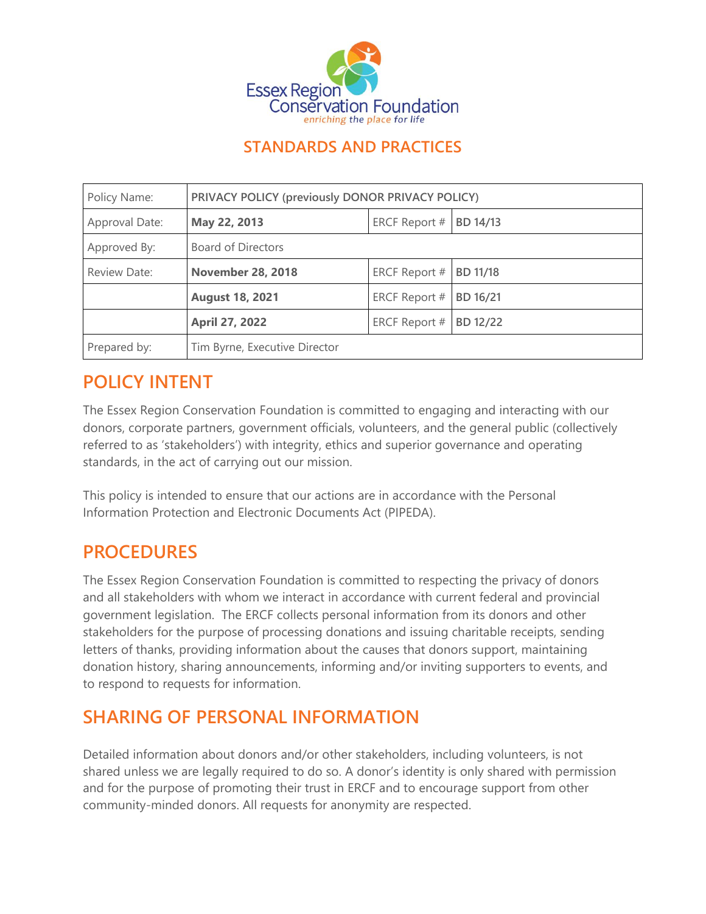Essex Region Conservation Foundation

*enriching the place for life*

## STANDARDS AND PRACTICES

| Policy Name: | **PRIVACY POLICY (previously DONOR PRIVACY POLICY)** | | |
|---|---|---|---|
| Approval Date: | **May 22, 2013** | ERCF Report # | **BD 14/13** |
| Approved By: | Board of Directors | | |
| Review Date: | **November 28, 2018** | ERCF Report # | **BD 11/18** |
| | **August 18, 2021** | ERCF Report # | **BD 16/21** |
| | **April 27, 2022** | ERCF Report # | **BD 12/22** |
| Prepared by: | Tim Byrne, Executive Director | | |

# POLICY INTENT

The Essex Region Conservation Foundation is committed to engaging and interacting with our donors, corporate partners, government officials, volunteers, and the general public (collectively referred to as 'stakeholders') with integrity, ethics and superior governance and operating standards, in the act of carrying out our mission.

This policy is intended to ensure that our actions are in accordance with the Personal Information Protection and Electronic Documents Act (PIPEDA).

# PROCEDURES

The Essex Region Conservation Foundation is committed to respecting the privacy of donors and all stakeholders with whom we interact in accordance with current federal and provincial government legislation. The ERCF collects personal information from its donors and other stakeholders for the purpose of processing donations and issuing charitable receipts, sending letters of thanks, providing information about the causes that donors support, maintaining donation history, sharing announcements, informing and/or inviting supporters to events, and to respond to requests for information.

# SHARING OF PERSONAL INFORMATION

Detailed information about donors and/or other stakeholders, including volunteers, is not shared unless we are legally required to do so. A donor's identity is only shared with permission and for the purpose of promoting their trust in ERCF and to encourage support from other community-minded donors. All requests for anonymity are respected.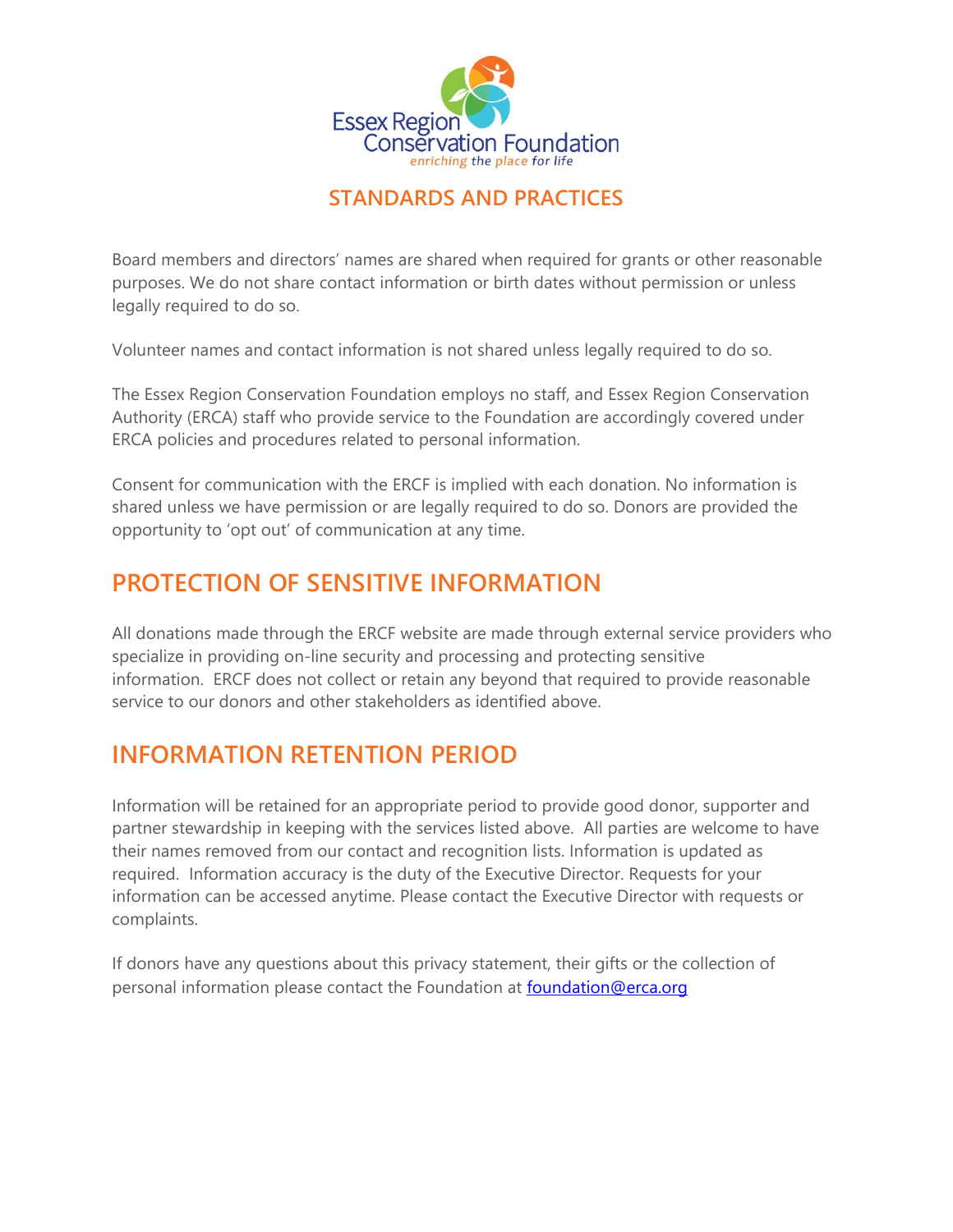Essex Region Conservation Foundation
*enriching the place for life*

## STANDARDS AND PRACTICES

Board members and directors' names are shared when required for grants or other reasonable purposes. We do not share contact information or birth dates without permission or unless legally required to do so.

Volunteer names and contact information is not shared unless legally required to do so.

The Essex Region Conservation Foundation employs no staff, and Essex Region Conservation Authority (ERCA) staff who provide service to the Foundation are accordingly covered under ERCA policies and procedures related to personal information.

Consent for communication with the ERCF is implied with each donation. No information is shared unless we have permission or are legally required to do so. Donors are provided the opportunity to 'opt out' of communication at any time.

## PROTECTION OF SENSITIVE INFORMATION

All donations made through the ERCF website are made through external service providers who specialize in providing on-line security and processing and protecting sensitive information. ERCF does not collect or retain any beyond that required to provide reasonable service to our donors and other stakeholders as identified above.

## INFORMATION RETENTION PERIOD

Information will be retained for an appropriate period to provide good donor, supporter and partner stewardship in keeping with the services listed above. All parties are welcome to have their names removed from our contact and recognition lists. Information is updated as required. Information accuracy is the duty of the Executive Director. Requests for your information can be accessed anytime. Please contact the Executive Director with requests or complaints.

If donors have any questions about this privacy statement, their gifts or the collection of personal information please contact the Foundation at foundation@erca.org